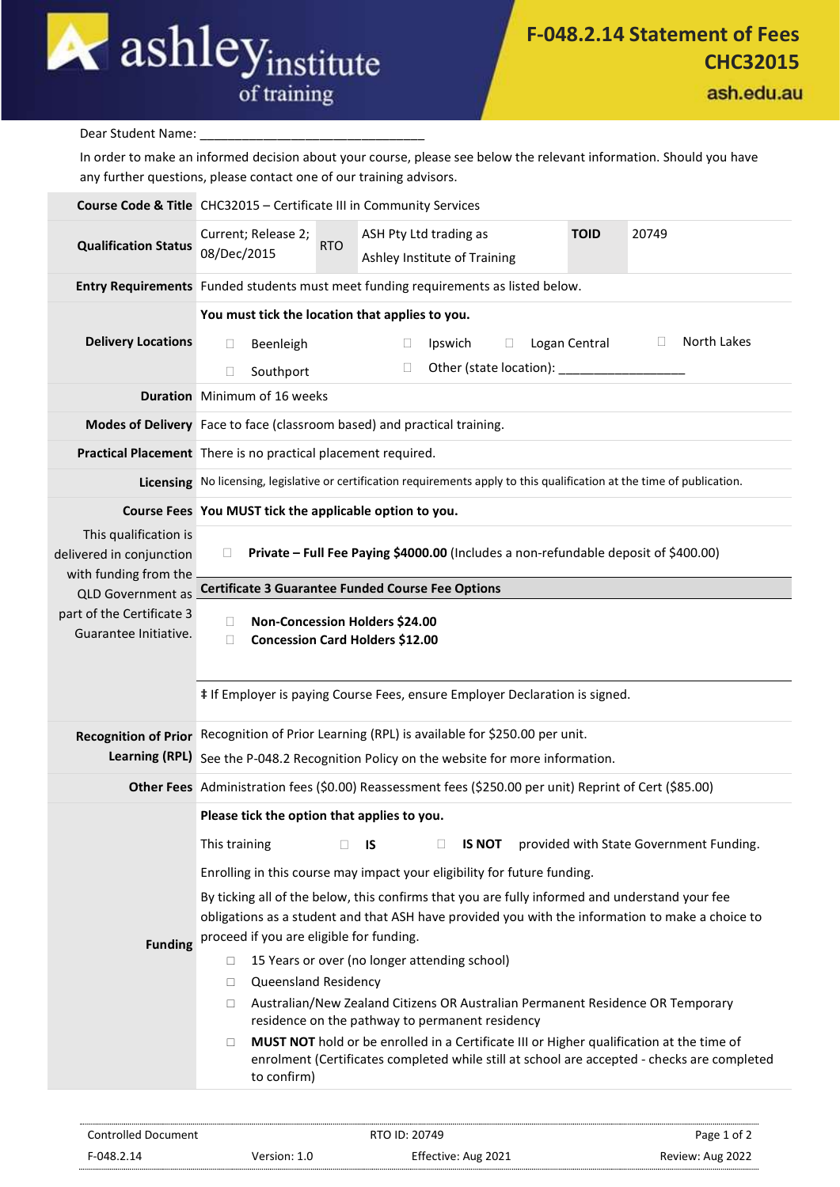# F-048.2.14 Statement of Fees CHC32015

ash.edu.au

Dear Student Name: ________________________________

In order to make an informed decision about your course, please see below the relevant information. Should you have any further questions, please contact one of our training advisors.

| | |
|---|---|
| **Course Code & Title** | CHC32015 – Certificate III in Community Services |
| **Qualification Status** | Current; Release 2; 08/Dec/2015 — RTO: ASH Pty Ltd trading as Ashley Institute of Training — **TOID**: 20749 |
| **Entry Requirements** | Funded students must meet funding requirements as listed below. |
| **Delivery Locations** | **You must tick the location that applies to you.**<br>☐ Beenleigh ☐ Ipswich ☐ Logan Central ☐ North Lakes<br>☐ Southport ☐ Other (state location): __________________ |
| **Duration** | Minimum of 16 weeks |
| **Modes of Delivery** | Face to face (classroom based) and practical training. |
| **Practical Placement** | There is no practical placement required. |
| **Licensing** | No licensing, legislative or certification requirements apply to this qualification at the time of publication. |
| **Course Fees**<br>This qualification is delivered in conjunction with funding from the QLD Government as part of the Certificate 3 Guarantee Initiative. | **You MUST tick the applicable option to you.**<br>☐ **Private – Full Fee Paying $4000.00** (Includes a non-refundable deposit of $400.00)<br>**Certificate 3 Guarantee Funded Course Fee Options**<br>☐ **Non-Concession Holders $24.00**<br>☐ **Concession Card Holders $12.00**<br>‡ If Employer is paying Course Fees, ensure Employer Declaration is signed. |
| **Recognition of Prior Learning (RPL)** | Recognition of Prior Learning (RPL) is available for $250.00 per unit.<br>See the P-048.2 Recognition Policy on the website for more information. |
| **Other Fees** | Administration fees ($0.00) Reassessment fees ($250.00 per unit) Reprint of Cert ($85.00) |
| **Funding** | **Please tick the option that applies to you.**<br>This training ☐ **IS** ☐ **IS NOT** provided with State Government Funding.<br>Enrolling in this course may impact your eligibility for future funding.<br>By ticking all of the below, this confirms that you are fully informed and understand your fee obligations as a student and that ASH have provided you with the information to make a choice to proceed if you are eligible for funding.<br>☐ 15 Years or over (no longer attending school)<br>☐ Queensland Residency<br>☐ Australian/New Zealand Citizens OR Australian Permanent Residence OR Temporary residence on the pathway to permanent residency<br>☐ **MUST NOT** hold or be enrolled in a Certificate III or Higher qualification at the time of enrolment (Certificates completed while still at school are accepted - checks are completed to confirm) |

Controlled Document — RTO ID: 20749
F-048.2.14 — Version: 1.0 — Effective: Aug 2021 — Review: Aug 2022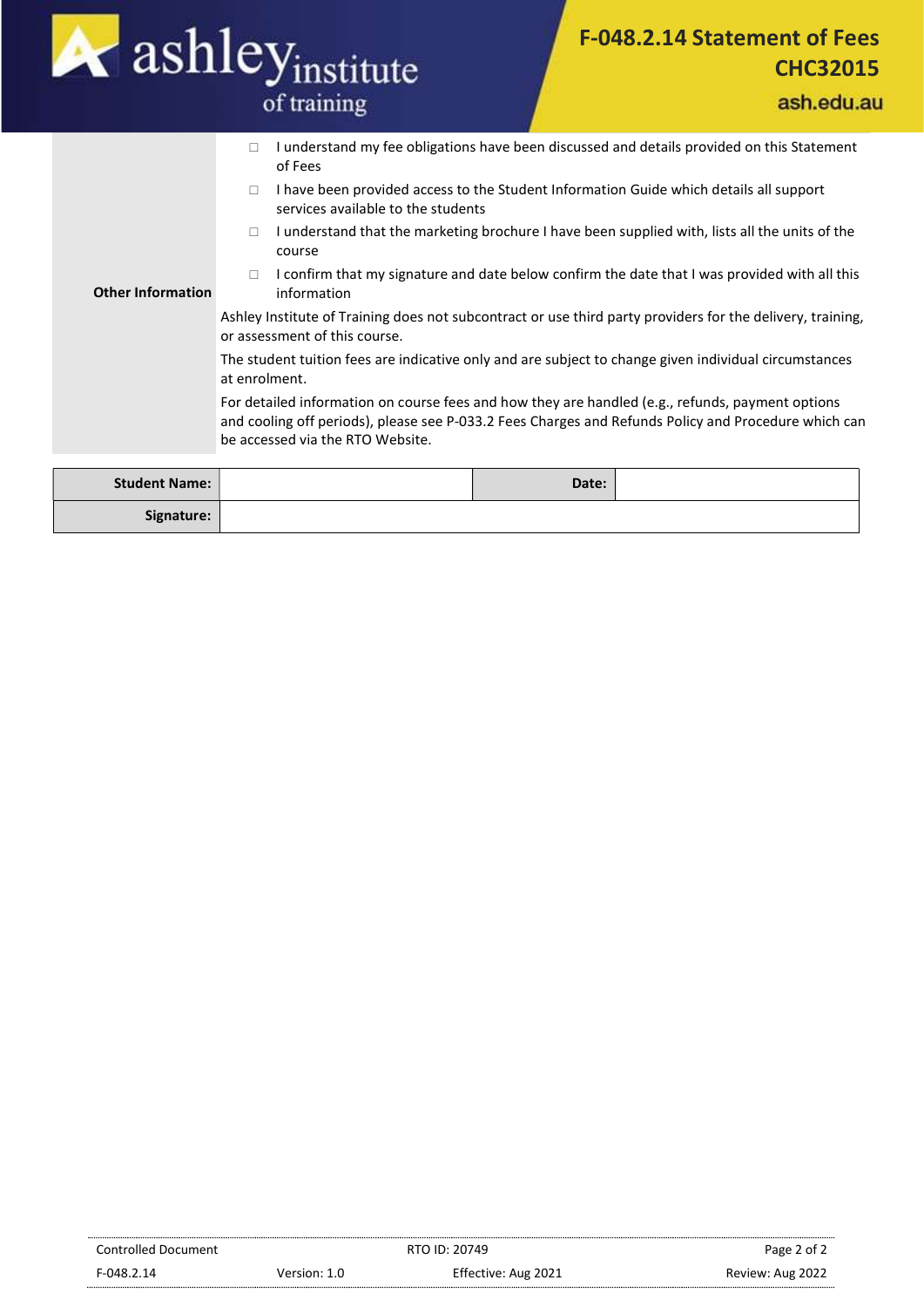| | |
|---|---|
| **Other Information** | ☐ I understand my fee obligations have been discussed and details provided on this Statement of Fees<br>☐ I have been provided access to the Student Information Guide which details all support services available to the students<br>☐ I understand that the marketing brochure I have been supplied with, lists all the units of the course<br>☐ I confirm that my signature and date below confirm the date that I was provided with all this information<br>Ashley Institute of Training does not subcontract or use third party providers for the delivery, training, or assessment of this course.<br>The student tuition fees are indicative only and are subject to change given individual circumstances at enrolment.<br>For detailed information on course fees and how they are handled (e.g., refunds, payment options and cooling off periods), please see P-033.2 Fees Charges and Refunds Policy and Procedure which can be accessed via the RTO Website. |

| | | | |
|---|---|---|---|
| **Student Name:** | | **Date:** | |
| **Signature:** | | | |